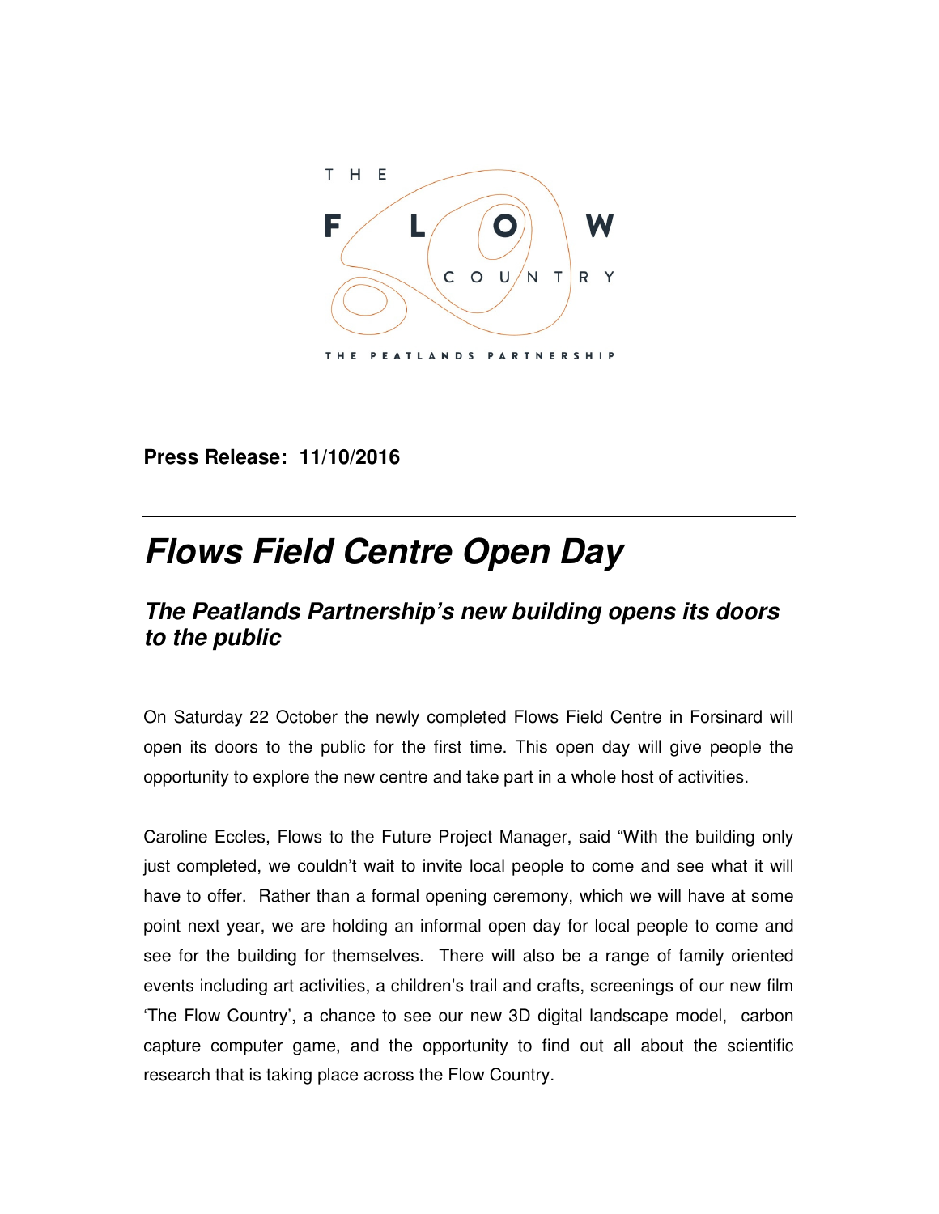THE FLOW COUNTRY

THE PEATLANDS PARTNERSHIP

**Press Release: 11/10/2016**

---

# *Flows Field Centre Open Day*

## *The Peatlands Partnership's new building opens its doors to the public*

On Saturday 22 October the newly completed Flows Field Centre in Forsinard will open its doors to the public for the first time. This open day will give people the opportunity to explore the new centre and take part in a whole host of activities.

Caroline Eccles, Flows to the Future Project Manager, said "With the building only just completed, we couldn't wait to invite local people to come and see what it will have to offer. Rather than a formal opening ceremony, which we will have at some point next year, we are holding an informal open day for local people to come and see for the building for themselves. There will also be a range of family oriented events including art activities, a children's trail and crafts, screenings of our new film 'The Flow Country', a chance to see our new 3D digital landscape model, carbon capture computer game, and the opportunity to find out all about the scientific research that is taking place across the Flow Country.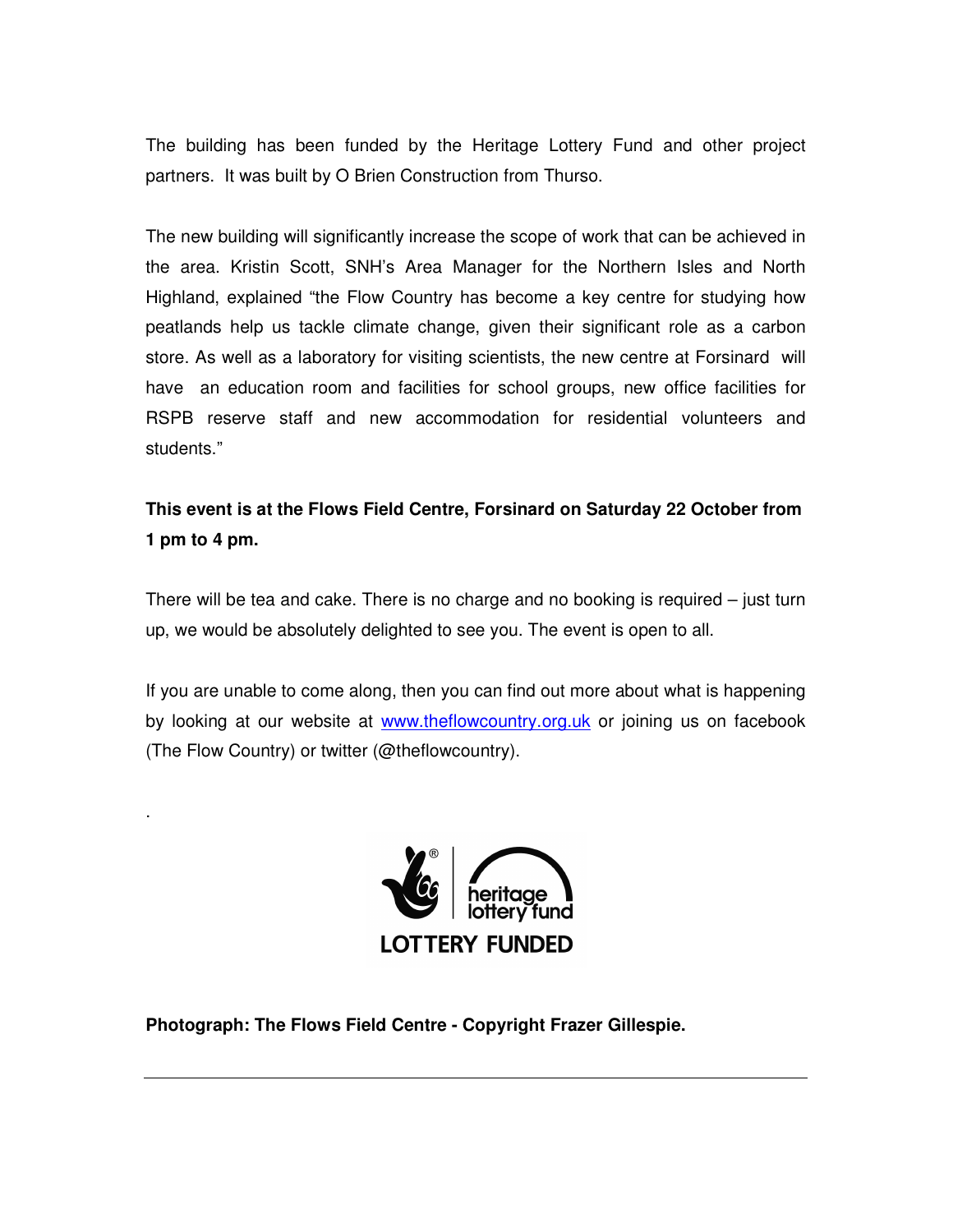The building has been funded by the Heritage Lottery Fund and other project partners. It was built by O Brien Construction from Thurso.

The new building will significantly increase the scope of work that can be achieved in the area. Kristin Scott, SNH's Area Manager for the Northern Isles and North Highland, explained "the Flow Country has become a key centre for studying how peatlands help us tackle climate change, given their significant role as a carbon store. As well as a laboratory for visiting scientists, the new centre at Forsinard will have an education room and facilities for school groups, new office facilities for RSPB reserve staff and new accommodation for residential volunteers and students."

**This event is at the Flows Field Centre, Forsinard on Saturday 22 October from 1 pm to 4 pm.**

There will be tea and cake. There is no charge and no booking is required – just turn up, we would be absolutely delighted to see you. The event is open to all.

If you are unable to come along, then you can find out more about what is happening by looking at our website at [www.theflowcountry.org.uk](http://www.theflowcountry.org.uk) or joining us on facebook (The Flow Country) or twitter (@theflowcountry).

.

heritage lottery fund

LOTTERY FUNDED

**Photograph: The Flows Field Centre - Copyright Frazer Gillespie.**

---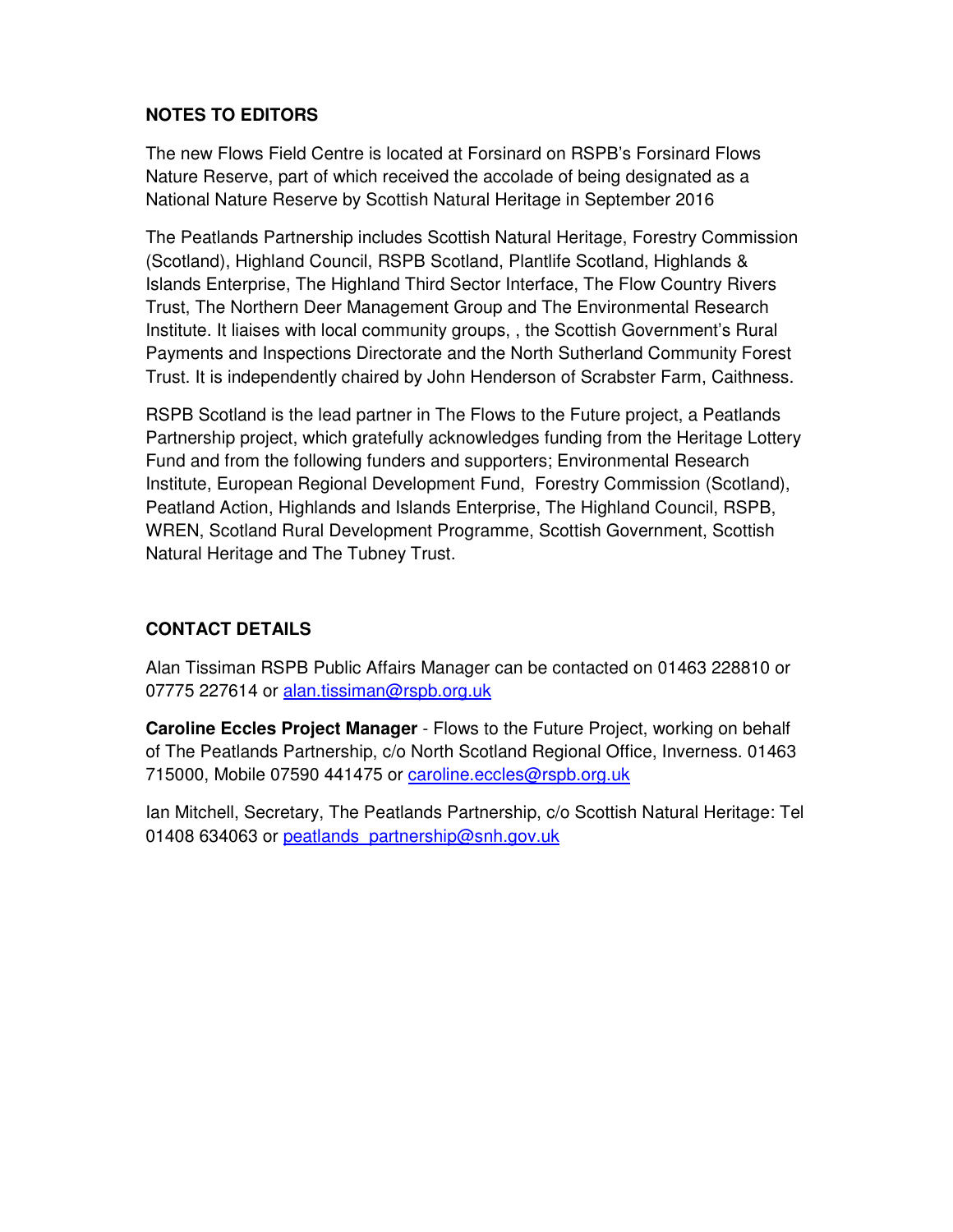**NOTES TO EDITORS**

The new Flows Field Centre is located at Forsinard on RSPB's Forsinard Flows Nature Reserve, part of which received the accolade of being designated as a National Nature Reserve by Scottish Natural Heritage in September 2016

The Peatlands Partnership includes Scottish Natural Heritage, Forestry Commission (Scotland), Highland Council, RSPB Scotland, Plantlife Scotland, Highlands & Islands Enterprise, The Highland Third Sector Interface, The Flow Country Rivers Trust, The Northern Deer Management Group and The Environmental Research Institute. It liaises with local community groups, , the Scottish Government's Rural Payments and Inspections Directorate and the North Sutherland Community Forest Trust. It is independently chaired by John Henderson of Scrabster Farm, Caithness.

RSPB Scotland is the lead partner in The Flows to the Future project, a Peatlands Partnership project, which gratefully acknowledges funding from the Heritage Lottery Fund and from the following funders and supporters; Environmental Research Institute, European Regional Development Fund, Forestry Commission (Scotland), Peatland Action, Highlands and Islands Enterprise, The Highland Council, RSPB, WREN, Scotland Rural Development Programme, Scottish Government, Scottish Natural Heritage and The Tubney Trust.

**CONTACT DETAILS**

Alan Tissiman RSPB Public Affairs Manager can be contacted on 01463 228810 or 07775 227614 or alan.tissiman@rspb.org.uk

**Caroline Eccles Project Manager** - Flows to the Future Project, working on behalf of The Peatlands Partnership, c/o North Scotland Regional Office, Inverness. 01463 715000, Mobile 07590 441475 or caroline.eccles@rspb.org.uk

Ian Mitchell, Secretary, The Peatlands Partnership, c/o Scottish Natural Heritage: Tel 01408 634063 or peatlands_partnership@snh.gov.uk